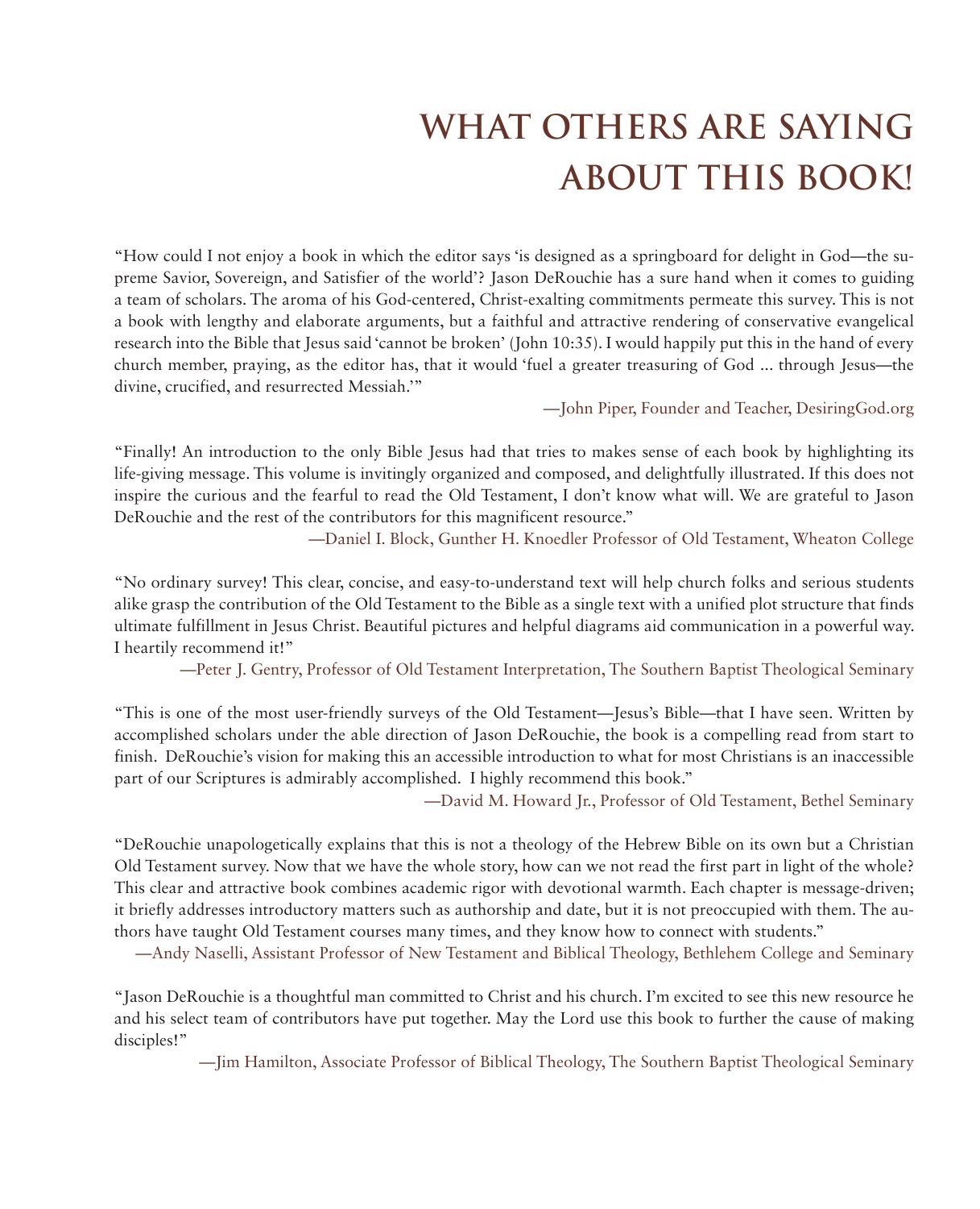# WHAT OTHERS ARE SAYING ABOUT THIS BOOK!

"How could I not enjoy a book in which the editor says 'is designed as a springboard for delight in God—the supreme Savior, Sovereign, and Satisfier of the world'? Jason DeRouchie has a sure hand when it comes to guiding a team of scholars. The aroma of his God-centered, Christ-exalting commitments permeate this survey. This is not a book with lengthy and elaborate arguments, but a faithful and attractive rendering of conservative evangelical research into the Bible that Jesus said 'cannot be broken' (John 10:35). I would happily put this in the hand of every church member, praying, as the editor has, that it would 'fuel a greater treasuring of God ... through Jesus—the divine, crucified, and resurrected Messiah.'"

—John Piper, Founder and Teacher, DesiringGod.org

"Finally! An introduction to the only Bible Jesus had that tries to makes sense of each book by highlighting its life-giving message. This volume is invitingly organized and composed, and delightfully illustrated. If this does not inspire the curious and the fearful to read the Old Testament, I don't know what will. We are grateful to Jason DeRouchie and the rest of the contributors for this magnificent resource."

—Daniel I. Block, Gunther H. Knoedler Professor of Old Testament, Wheaton College

"No ordinary survey! This clear, concise, and easy-to-understand text will help church folks and serious students alike grasp the contribution of the Old Testament to the Bible as a single text with a unified plot structure that finds ultimate fulfillment in Jesus Christ. Beautiful pictures and helpful diagrams aid communication in a powerful way. I heartily recommend it!"

—Peter J. Gentry, Professor of Old Testament Interpretation, The Southern Baptist Theological Seminary

"This is one of the most user-friendly surveys of the Old Testament—Jesus's Bible—that I have seen. Written by accomplished scholars under the able direction of Jason DeRouchie, the book is a compelling read from start to finish. DeRouchie's vision for making this an accessible introduction to what for most Christians is an inaccessible part of our Scriptures is admirably accomplished. I highly recommend this book."

—David M. Howard Jr., Professor of Old Testament, Bethel Seminary

"DeRouchie unapologetically explains that this is not a theology of the Hebrew Bible on its own but a Christian Old Testament survey. Now that we have the whole story, how can we not read the first part in light of the whole? This clear and attractive book combines academic rigor with devotional warmth. Each chapter is message-driven; it briefly addresses introductory matters such as authorship and date, but it is not preoccupied with them. The authors have taught Old Testament courses many times, and they know how to connect with students."

—Andy Naselli, Assistant Professor of New Testament and Biblical Theology, Bethlehem College and Seminary

"Jason DeRouchie is a thoughtful man committed to Christ and his church. I'm excited to see this new resource he and his select team of contributors have put together. May the Lord use this book to further the cause of making disciples!"

—Jim Hamilton, Associate Professor of Biblical Theology, The Southern Baptist Theological Seminary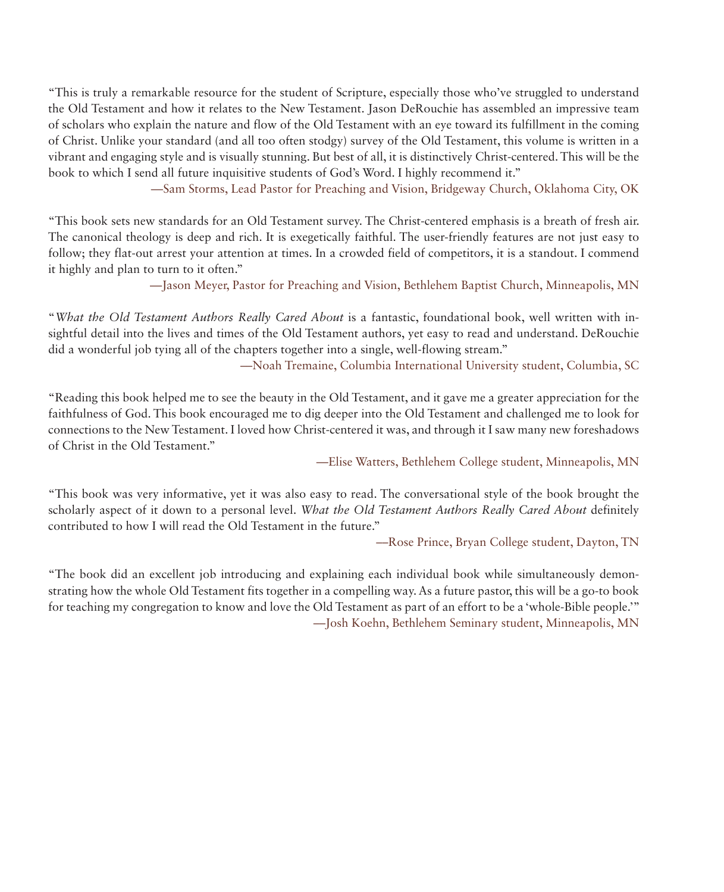"This is truly a remarkable resource for the student of Scripture, especially those who've struggled to understand the Old Testament and how it relates to the New Testament. Jason DeRouchie has assembled an impressive team of scholars who explain the nature and flow of the Old Testament with an eye toward its fulfillment in the coming of Christ. Unlike your standard (and all too often stodgy) survey of the Old Testament, this volume is written in a vibrant and engaging style and is visually stunning. But best of all, it is distinctively Christ-centered. This will be the book to which I send all future inquisitive students of God's Word. I highly recommend it."

—Sam Storms, Lead Pastor for Preaching and Vision, Bridgeway Church, Oklahoma City, OK

"This book sets new standards for an Old Testament survey. The Christ-centered emphasis is a breath of fresh air. The canonical theology is deep and rich. It is exegetically faithful. The user-friendly features are not just easy to follow; they flat-out arrest your attention at times. In a crowded field of competitors, it is a standout. I commend it highly and plan to turn to it often."

—Jason Meyer, Pastor for Preaching and Vision, Bethlehem Baptist Church, Minneapolis, MN

"*What the Old Testament Authors Really Cared About* is a fantastic, foundational book, well written with insightful detail into the lives and times of the Old Testament authors, yet easy to read and understand. DeRouchie did a wonderful job tying all of the chapters together into a single, well-flowing stream."

—Noah Tremaine, Columbia International University student, Columbia, SC

"Reading this book helped me to see the beauty in the Old Testament, and it gave me a greater appreciation for the faithfulness of God. This book encouraged me to dig deeper into the Old Testament and challenged me to look for connections to the New Testament. I loved how Christ-centered it was, and through it I saw many new foreshadows of Christ in the Old Testament."

—Elise Watters, Bethlehem College student, Minneapolis, MN

"This book was very informative, yet it was also easy to read. The conversational style of the book brought the scholarly aspect of it down to a personal level. *What the Old Testament Authors Really Cared About* definitely contributed to how I will read the Old Testament in the future."

—Rose Prince, Bryan College student, Dayton, TN

"The book did an excellent job introducing and explaining each individual book while simultaneously demonstrating how the whole Old Testament fits together in a compelling way. As a future pastor, this will be a go-to book for teaching my congregation to know and love the Old Testament as part of an effort to be a 'whole-Bible people.'"

—Josh Koehn, Bethlehem Seminary student, Minneapolis, MN